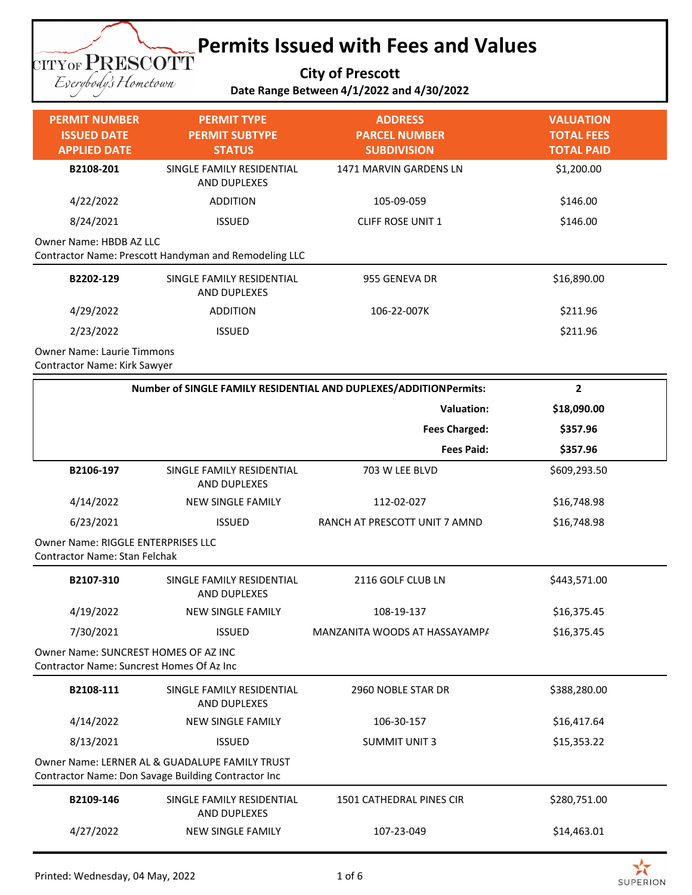# Permits Issued with Fees and Values

**City of Prescott**

**Date Range Between 4/1/2022 and 4/30/2022**

| PERMIT NUMBER<br>ISSUED DATE<br>APPLIED DATE | PERMIT TYPE<br>PERMIT SUBTYPE<br>STATUS | ADDRESS<br>PARCEL NUMBER<br>SUBDIVISION | VALUATION<br>TOTAL FEES<br>TOTAL PAID |
|---|---|---|---|
| **B2108-201** | SINGLE FAMILY RESIDENTIAL AND DUPLEXES | 1471 MARVIN GARDENS LN | $1,200.00 |
| 4/22/2022 | ADDITION | 105-09-059 | $146.00 |
| 8/24/2021 | ISSUED | CLIFF ROSE UNIT 1 | $146.00 |
| Owner Name: HBDB AZ LLC<br>Contractor Name: Prescott Handyman and Remodeling LLC | | | |
| **B2202-129** | SINGLE FAMILY RESIDENTIAL AND DUPLEXES | 955 GENEVA DR | $16,890.00 |
| 4/29/2022 | ADDITION | 106-22-007K | $211.96 |
| 2/23/2022 | ISSUED | | $211.96 |
| Owner Name: Laurie Timmons<br>Contractor Name: Kirk Sawyer | | | |

| | |
|---|---|
| **Number of SINGLE FAMILY RESIDENTIAL AND DUPLEXES/ADDITIONPermits:** | **2** |
| **Valuation:** | **$18,090.00** |
| **Fees Charged:** | **$357.96** |
| **Fees Paid:** | **$357.96** |

| PERMIT NUMBER<br>ISSUED DATE<br>APPLIED DATE | PERMIT TYPE<br>PERMIT SUBTYPE<br>STATUS | ADDRESS<br>PARCEL NUMBER<br>SUBDIVISION | VALUATION<br>TOTAL FEES<br>TOTAL PAID |
|---|---|---|---|
| **B2106-197** | SINGLE FAMILY RESIDENTIAL AND DUPLEXES | 703 W LEE BLVD | $609,293.50 |
| 4/14/2022 | NEW SINGLE FAMILY | 112-02-027 | $16,748.98 |
| 6/23/2021 | ISSUED | RANCH AT PRESCOTT UNIT 7 AMND | $16,748.98 |
| Owner Name: RIGGLE ENTERPRISES LLC<br>Contractor Name: Stan Felchak | | | |
| **B2107-310** | SINGLE FAMILY RESIDENTIAL AND DUPLEXES | 2116 GOLF CLUB LN | $443,571.00 |
| 4/19/2022 | NEW SINGLE FAMILY | 108-19-137 | $16,375.45 |
| 7/30/2021 | ISSUED | MANZANITA WOODS AT HASSAYAMPA | $16,375.45 |
| Owner Name: SUNCREST HOMES OF AZ INC<br>Contractor Name: Suncrest Homes Of Az Inc | | | |
| **B2108-111** | SINGLE FAMILY RESIDENTIAL AND DUPLEXES | 2960 NOBLE STAR DR | $388,280.00 |
| 4/14/2022 | NEW SINGLE FAMILY | 106-30-157 | $16,417.64 |
| 8/13/2021 | ISSUED | SUMMIT UNIT 3 | $15,353.22 |
| Owner Name: LERNER AL & GUADALUPE FAMILY TRUST<br>Contractor Name: Don Savage Building Contractor Inc | | | |
| **B2109-146** | SINGLE FAMILY RESIDENTIAL AND DUPLEXES | 1501 CATHEDRAL PINES CIR | $280,751.00 |
| 4/27/2022 | NEW SINGLE FAMILY | 107-23-049 | $14,463.01 |

Printed: Wednesday, 04 May, 2022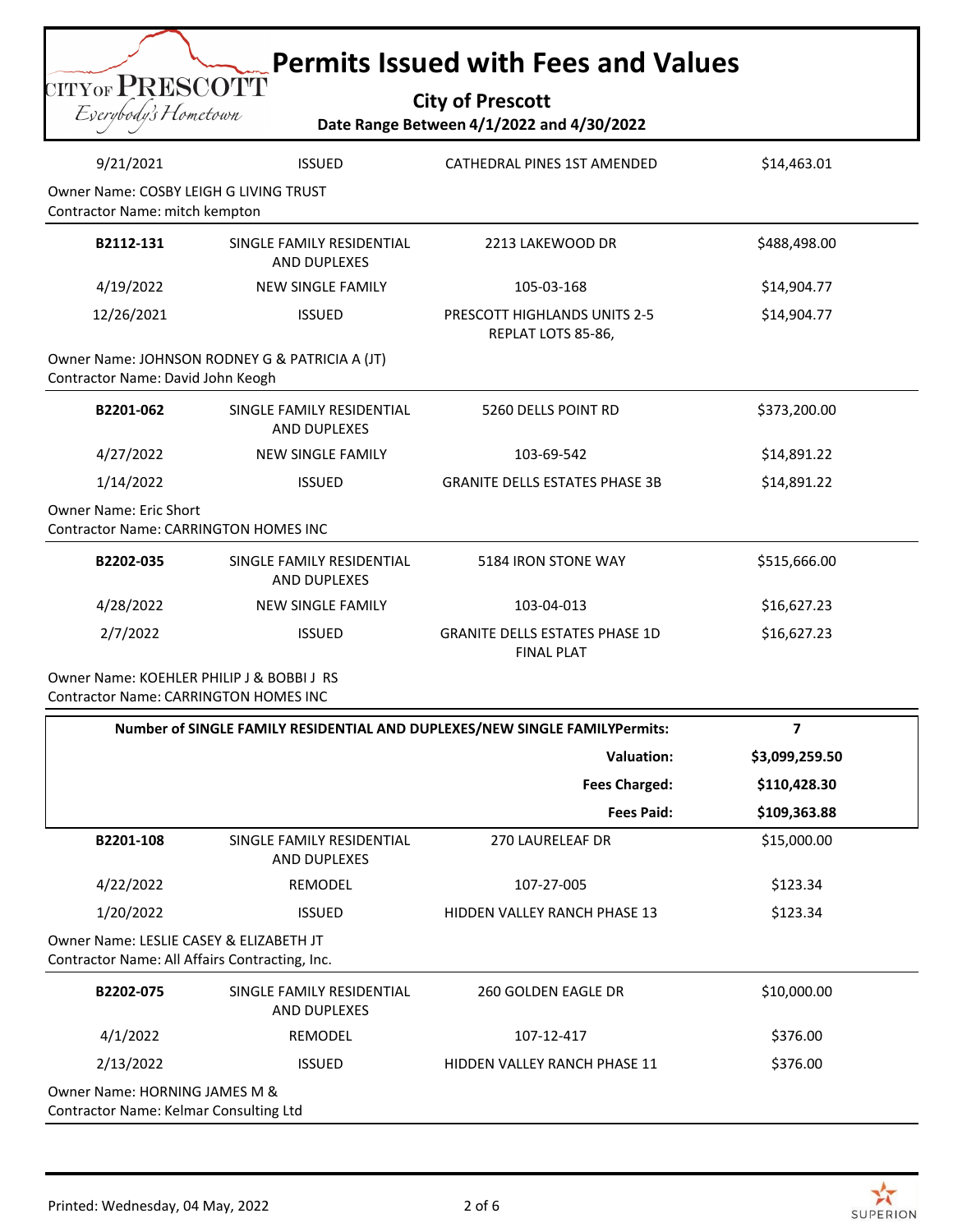# Permits Issued with Fees and Values

**City of Prescott**

**Date Range Between 4/1/2022 and 4/30/2022**

| | | | |
|---|---|---|---|
| 9/21/2021 | ISSUED | CATHEDRAL PINES 1ST AMENDED | $14,463.01 |

Owner Name: COSBY LEIGH G LIVING TRUST
Contractor Name: mitch kempton

| | | | |
|---|---|---|---|
| **B2112-131** | SINGLE FAMILY RESIDENTIAL AND DUPLEXES | 2213 LAKEWOOD DR | $488,498.00 |
| 4/19/2022 | NEW SINGLE FAMILY | 105-03-168 | $14,904.77 |
| 12/26/2021 | ISSUED | PRESCOTT HIGHLANDS UNITS 2-5 REPLAT LOTS 85-86, | $14,904.77 |

Owner Name: JOHNSON RODNEY G & PATRICIA A (JT)
Contractor Name: David John Keogh

| | | | |
|---|---|---|---|
| **B2201-062** | SINGLE FAMILY RESIDENTIAL AND DUPLEXES | 5260 DELLS POINT RD | $373,200.00 |
| 4/27/2022 | NEW SINGLE FAMILY | 103-69-542 | $14,891.22 |
| 1/14/2022 | ISSUED | GRANITE DELLS ESTATES PHASE 3B | $14,891.22 |

Owner Name: Eric Short
Contractor Name: CARRINGTON HOMES INC

| | | | |
|---|---|---|---|
| **B2202-035** | SINGLE FAMILY RESIDENTIAL AND DUPLEXES | 5184 IRON STONE WAY | $515,666.00 |
| 4/28/2022 | NEW SINGLE FAMILY | 103-04-013 | $16,627.23 |
| 2/7/2022 | ISSUED | GRANITE DELLS ESTATES PHASE 1D FINAL PLAT | $16,627.23 |

Owner Name: KOEHLER PHILIP J & BOBBI J RS
Contractor Name: CARRINGTON HOMES INC

| | |
|---|---|
| **Number of SINGLE FAMILY RESIDENTIAL AND DUPLEXES/NEW SINGLE FAMILYPermits:** | **7** |
| **Valuation:** | **$3,099,259.50** |
| **Fees Charged:** | **$110,428.30** |
| **Fees Paid:** | **$109,363.88** |

| | | | |
|---|---|---|---|
| **B2201-108** | SINGLE FAMILY RESIDENTIAL AND DUPLEXES | 270 LAURELEAF DR | $15,000.00 |
| 4/22/2022 | REMODEL | 107-27-005 | $123.34 |
| 1/20/2022 | ISSUED | HIDDEN VALLEY RANCH PHASE 13 | $123.34 |

Owner Name: LESLIE CASEY & ELIZABETH JT
Contractor Name: All Affairs Contracting, Inc.

| | | | |
|---|---|---|---|
| **B2202-075** | SINGLE FAMILY RESIDENTIAL AND DUPLEXES | 260 GOLDEN EAGLE DR | $10,000.00 |
| 4/1/2022 | REMODEL | 107-12-417 | $376.00 |
| 2/13/2022 | ISSUED | HIDDEN VALLEY RANCH PHASE 11 | $376.00 |

Owner Name: HORNING JAMES M &
Contractor Name: Kelmar Consulting Ltd

Printed: Wednesday, 04 May, 2022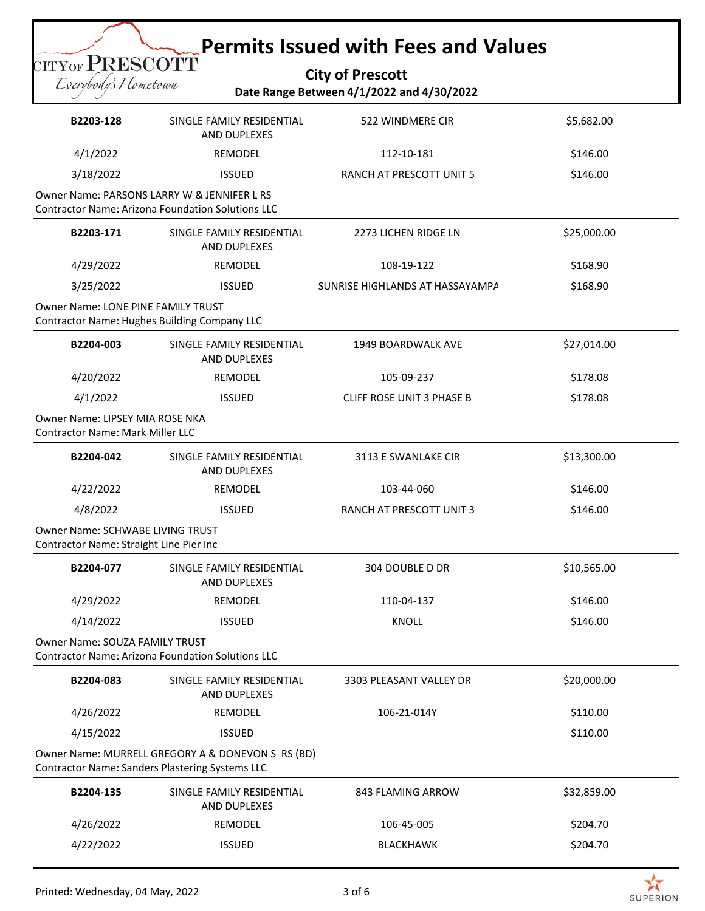# Permits Issued with Fees and Values

**City of Prescott**

**Date Range Between 4/1/2022 and 4/30/2022**

| | | | |
|---|---|---|---|
| **B2203-128** | SINGLE FAMILY RESIDENTIAL AND DUPLEXES | 522 WINDMERE CIR | $5,682.00 |
| 4/1/2022 | REMODEL | 112-10-181 | $146.00 |
| 3/18/2022 | ISSUED | RANCH AT PRESCOTT UNIT 5 | $146.00 |

Owner Name: PARSONS LARRY W & JENNIFER L RS
Contractor Name: Arizona Foundation Solutions LLC

| | | | |
|---|---|---|---|
| **B2203-171** | SINGLE FAMILY RESIDENTIAL AND DUPLEXES | 2273 LICHEN RIDGE LN | $25,000.00 |
| 4/29/2022 | REMODEL | 108-19-122 | $168.90 |
| 3/25/2022 | ISSUED | SUNRISE HIGHLANDS AT HASSAYAMPA | $168.90 |

Owner Name: LONE PINE FAMILY TRUST
Contractor Name: Hughes Building Company LLC

| | | | |
|---|---|---|---|
| **B2204-003** | SINGLE FAMILY RESIDENTIAL AND DUPLEXES | 1949 BOARDWALK AVE | $27,014.00 |
| 4/20/2022 | REMODEL | 105-09-237 | $178.08 |
| 4/1/2022 | ISSUED | CLIFF ROSE UNIT 3 PHASE B | $178.08 |

Owner Name: LIPSEY MIA ROSE NKA
Contractor Name: Mark Miller LLC

| | | | |
|---|---|---|---|
| **B2204-042** | SINGLE FAMILY RESIDENTIAL AND DUPLEXES | 3113 E SWANLAKE CIR | $13,300.00 |
| 4/22/2022 | REMODEL | 103-44-060 | $146.00 |
| 4/8/2022 | ISSUED | RANCH AT PRESCOTT UNIT 3 | $146.00 |

Owner Name: SCHWABE LIVING TRUST
Contractor Name: Straight Line Pier Inc

| | | | |
|---|---|---|---|
| **B2204-077** | SINGLE FAMILY RESIDENTIAL AND DUPLEXES | 304 DOUBLE D DR | $10,565.00 |
| 4/29/2022 | REMODEL | 110-04-137 | $146.00 |
| 4/14/2022 | ISSUED | KNOLL | $146.00 |

Owner Name: SOUZA FAMILY TRUST
Contractor Name: Arizona Foundation Solutions LLC

| | | | |
|---|---|---|---|
| **B2204-083** | SINGLE FAMILY RESIDENTIAL AND DUPLEXES | 3303 PLEASANT VALLEY DR | $20,000.00 |
| 4/26/2022 | REMODEL | 106-21-014Y | $110.00 |
| 4/15/2022 | ISSUED | | $110.00 |

Owner Name: MURRELL GREGORY A & DONEVON S RS (BD)
Contractor Name: Sanders Plastering Systems LLC

| | | | |
|---|---|---|---|
| **B2204-135** | SINGLE FAMILY RESIDENTIAL AND DUPLEXES | 843 FLAMING ARROW | $32,859.00 |
| 4/26/2022 | REMODEL | 106-45-005 | $204.70 |
| 4/22/2022 | ISSUED | BLACKHAWK | $204.70 |

Printed: Wednesday, 04 May, 2022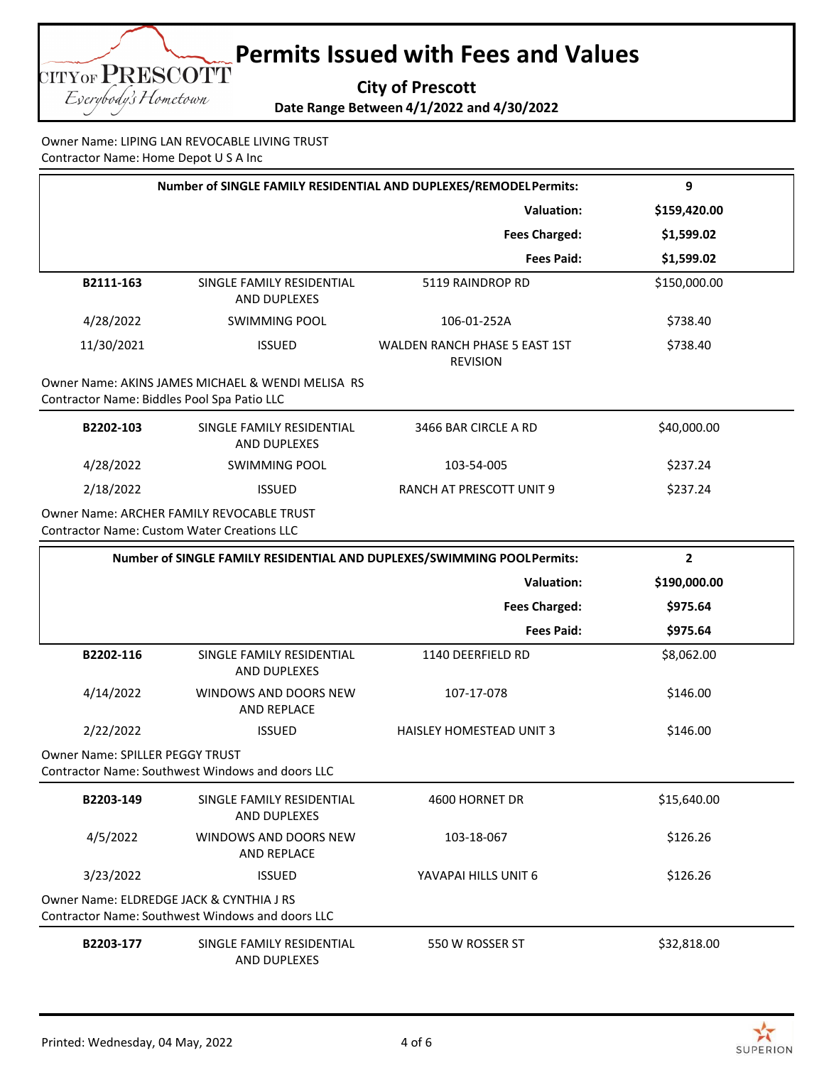# Permits Issued with Fees and Values

**City of Prescott**

**Date Range Between 4/1/2022 and 4/30/2022**

Owner Name: LIPING LAN REVOCABLE LIVING TRUST
Contractor Name: Home Depot U S A Inc

| **Number of SINGLE FAMILY RESIDENTIAL AND DUPLEXES/REMODEL Permits:** | **9** |
|---|---|
| **Valuation:** | **$159,420.00** |
| **Fees Charged:** | **$1,599.02** |
| **Fees Paid:** | **$1,599.02** |

| | | | |
|---|---|---|---|
| **B2111-163** | SINGLE FAMILY RESIDENTIAL AND DUPLEXES | 5119 RAINDROP RD | $150,000.00 |
| 4/28/2022 | SWIMMING POOL | 106-01-252A | $738.40 |
| 11/30/2021 | ISSUED | WALDEN RANCH PHASE 5 EAST 1ST REVISION | $738.40 |

Owner Name: AKINS JAMES MICHAEL & WENDI MELISA RS
Contractor Name: Biddles Pool Spa Patio LLC

| | | | |
|---|---|---|---|
| **B2202-103** | SINGLE FAMILY RESIDENTIAL AND DUPLEXES | 3466 BAR CIRCLE A RD | $40,000.00 |
| 4/28/2022 | SWIMMING POOL | 103-54-005 | $237.24 |
| 2/18/2022 | ISSUED | RANCH AT PRESCOTT UNIT 9 | $237.24 |

Owner Name: ARCHER FAMILY REVOCABLE TRUST
Contractor Name: Custom Water Creations LLC

| **Number of SINGLE FAMILY RESIDENTIAL AND DUPLEXES/SWIMMING POOL Permits:** | **2** |
|---|---|
| **Valuation:** | **$190,000.00** |
| **Fees Charged:** | **$975.64** |
| **Fees Paid:** | **$975.64** |

| | | | |
|---|---|---|---|
| **B2202-116** | SINGLE FAMILY RESIDENTIAL AND DUPLEXES | 1140 DEERFIELD RD | $8,062.00 |
| 4/14/2022 | WINDOWS AND DOORS NEW AND REPLACE | 107-17-078 | $146.00 |
| 2/22/2022 | ISSUED | HAISLEY HOMESTEAD UNIT 3 | $146.00 |

Owner Name: SPILLER PEGGY TRUST
Contractor Name: Southwest Windows and doors LLC

| | | | |
|---|---|---|---|
| **B2203-149** | SINGLE FAMILY RESIDENTIAL AND DUPLEXES | 4600 HORNET DR | $15,640.00 |
| 4/5/2022 | WINDOWS AND DOORS NEW AND REPLACE | 103-18-067 | $126.26 |
| 3/23/2022 | ISSUED | YAVAPAI HILLS UNIT 6 | $126.26 |

Owner Name: ELDREDGE JACK & CYNTHIA J RS
Contractor Name: Southwest Windows and doors LLC

| | | | |
|---|---|---|---|
| **B2203-177** | SINGLE FAMILY RESIDENTIAL AND DUPLEXES | 550 W ROSSER ST | $32,818.00 |

Printed: Wednesday, 04 May, 2022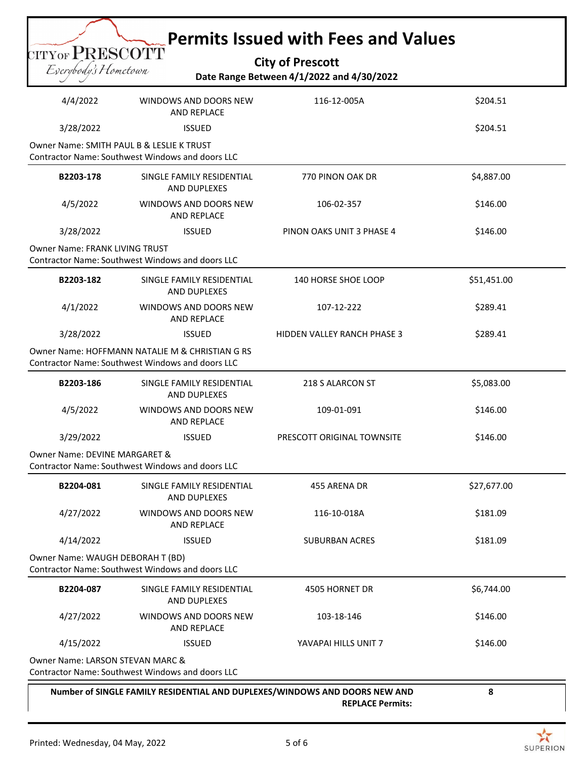# Permits Issued with Fees and Values

**City of Prescott**

**Date Range Between 4/1/2022 and 4/30/2022**

| | | | |
|---|---|---|---|
| 4/4/2022 | WINDOWS AND DOORS NEW AND REPLACE | 116-12-005A | $204.51 |
| 3/28/2022 | ISSUED | | $204.51 |

Owner Name: SMITH PAUL B & LESLIE K TRUST
Contractor Name: Southwest Windows and doors LLC

| | | | |
|---|---|---|---|
| **B2203-178** | SINGLE FAMILY RESIDENTIAL AND DUPLEXES | 770 PINON OAK DR | $4,887.00 |
| 4/5/2022 | WINDOWS AND DOORS NEW AND REPLACE | 106-02-357 | $146.00 |
| 3/28/2022 | ISSUED | PINON OAKS UNIT 3 PHASE 4 | $146.00 |

Owner Name: FRANK LIVING TRUST
Contractor Name: Southwest Windows and doors LLC

| | | | |
|---|---|---|---|
| **B2203-182** | SINGLE FAMILY RESIDENTIAL AND DUPLEXES | 140 HORSE SHOE LOOP | $51,451.00 |
| 4/1/2022 | WINDOWS AND DOORS NEW AND REPLACE | 107-12-222 | $289.41 |
| 3/28/2022 | ISSUED | HIDDEN VALLEY RANCH PHASE 3 | $289.41 |

Owner Name: HOFFMANN NATALIE M & CHRISTIAN G RS
Contractor Name: Southwest Windows and doors LLC

| | | | |
|---|---|---|---|
| **B2203-186** | SINGLE FAMILY RESIDENTIAL AND DUPLEXES | 218 S ALARCON ST | $5,083.00 |
| 4/5/2022 | WINDOWS AND DOORS NEW AND REPLACE | 109-01-091 | $146.00 |
| 3/29/2022 | ISSUED | PRESCOTT ORIGINAL TOWNSITE | $146.00 |

Owner Name: DEVINE MARGARET &
Contractor Name: Southwest Windows and doors LLC

| | | | |
|---|---|---|---|
| **B2204-081** | SINGLE FAMILY RESIDENTIAL AND DUPLEXES | 455 ARENA DR | $27,677.00 |
| 4/27/2022 | WINDOWS AND DOORS NEW AND REPLACE | 116-10-018A | $181.09 |
| 4/14/2022 | ISSUED | SUBURBAN ACRES | $181.09 |

Owner Name: WAUGH DEBORAH T (BD)
Contractor Name: Southwest Windows and doors LLC

| | | | |
|---|---|---|---|
| **B2204-087** | SINGLE FAMILY RESIDENTIAL AND DUPLEXES | 4505 HORNET DR | $6,744.00 |
| 4/27/2022 | WINDOWS AND DOORS NEW AND REPLACE | 103-18-146 | $146.00 |
| 4/15/2022 | ISSUED | YAVAPAI HILLS UNIT 7 | $146.00 |

Owner Name: LARSON STEVAN MARC &
Contractor Name: Southwest Windows and doors LLC

**Number of SINGLE FAMILY RESIDENTIAL AND DUPLEXES/WINDOWS AND DOORS NEW AND REPLACE Permits:** **8**

Printed: Wednesday, 04 May, 2022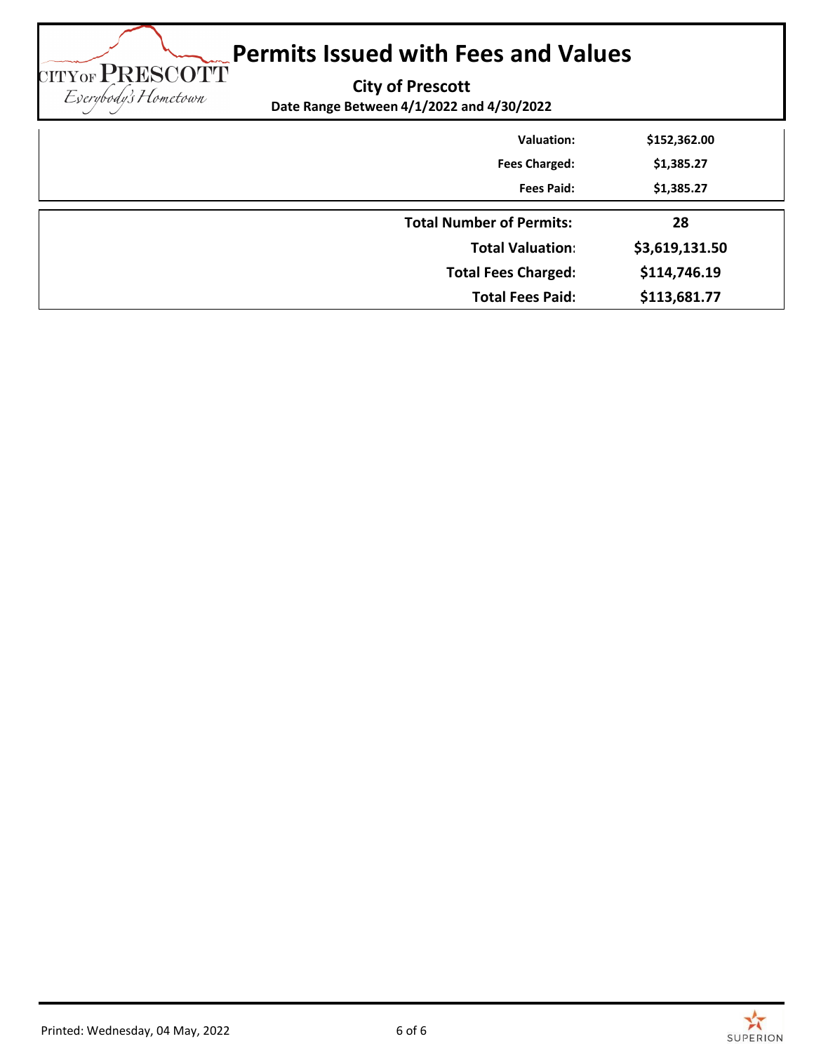# Permits Issued with Fees and Values

**City of Prescott**

**Date Range Between 4/1/2022 and 4/30/2022**

| | |
|---|---|
| **Valuation:** | **$152,362.00** |
| **Fees Charged:** | **$1,385.27** |
| **Fees Paid:** | **$1,385.27** |

| | |
|---|---|
| **Total Number of Permits:** | **28** |
| **Total Valuation:** | **$3,619,131.50** |
| **Total Fees Charged:** | **$114,746.19** |
| **Total Fees Paid:** | **$113,681.77** |

Printed: Wednesday, 04 May, 2022